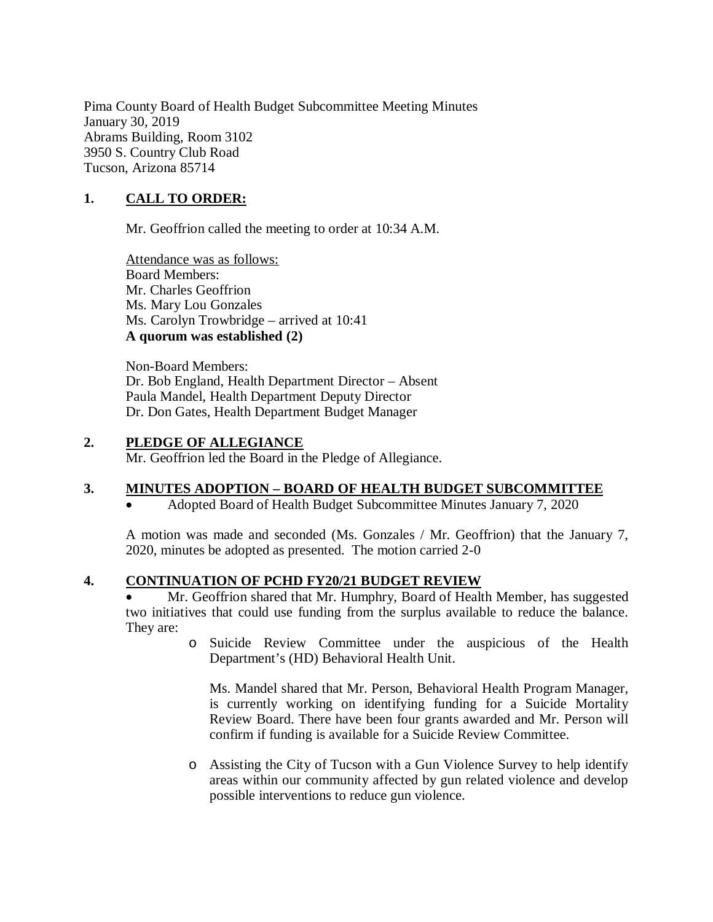Pima County Board of Health Budget Subcommittee Meeting Minutes
January 30, 2019
Abrams Building, Room 3102
3950 S. Country Club Road
Tucson, Arizona 85714

## 1. CALL TO ORDER:

Mr. Geoffrion called the meeting to order at 10:34 A.M.

Attendance was as follows:
Board Members:
Mr. Charles Geoffrion
Ms. Mary Lou Gonzales
Ms. Carolyn Trowbridge – arrived at 10:41
**A quorum was established (2)**

Non-Board Members:
Dr. Bob England, Health Department Director – Absent
Paula Mandel, Health Department Deputy Director
Dr. Don Gates, Health Department Budget Manager

## 2. PLEDGE OF ALLEGIANCE

Mr. Geoffrion led the Board in the Pledge of Allegiance.

## 3. MINUTES ADOPTION – BOARD OF HEALTH BUDGET SUBCOMMITTEE

- Adopted Board of Health Budget Subcommittee Minutes January 7, 2020

A motion was made and seconded (Ms. Gonzales / Mr. Geoffrion) that the January 7, 2020, minutes be adopted as presented. The motion carried 2-0

## 4. CONTINUATION OF PCHD FY20/21 BUDGET REVIEW

- Mr. Geoffrion shared that Mr. Humphry, Board of Health Member, has suggested two initiatives that could use funding from the surplus available to reduce the balance. They are:
  - Suicide Review Committee under the auspicious of the Health Department's (HD) Behavioral Health Unit.

    Ms. Mandel shared that Mr. Person, Behavioral Health Program Manager, is currently working on identifying funding for a Suicide Mortality Review Board. There have been four grants awarded and Mr. Person will confirm if funding is available for a Suicide Review Committee.

  - Assisting the City of Tucson with a Gun Violence Survey to help identify areas within our community affected by gun related violence and develop possible interventions to reduce gun violence.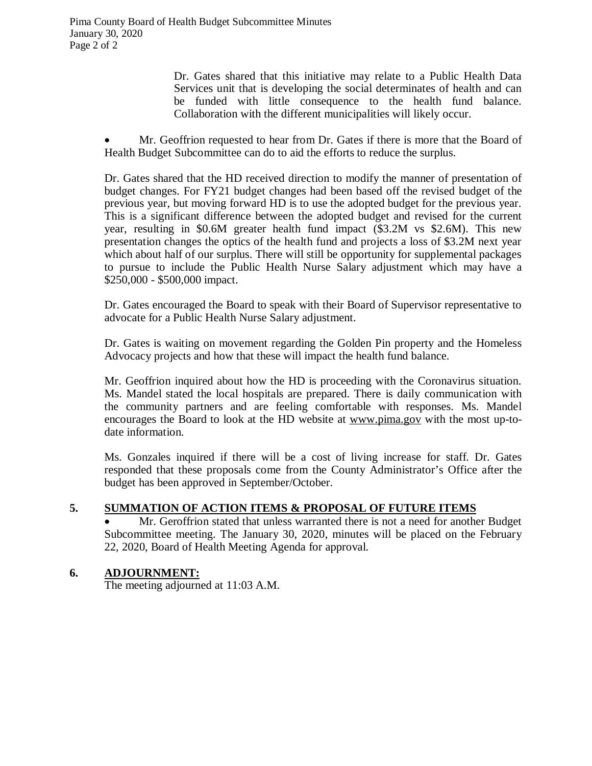Dr. Gates shared that this initiative may relate to a Public Health Data Services unit that is developing the social determinates of health and can be funded with little consequence to the health fund balance. Collaboration with the different municipalities will likely occur.

- Mr. Geoffrion requested to hear from Dr. Gates if there is more that the Board of Health Budget Subcommittee can do to aid the efforts to reduce the surplus.

Dr. Gates shared that the HD received direction to modify the manner of presentation of budget changes. For FY21 budget changes had been based off the revised budget of the previous year, but moving forward HD is to use the adopted budget for the previous year. This is a significant difference between the adopted budget and revised for the current year, resulting in $0.6M greater health fund impact ($3.2M vs $2.6M). This new presentation changes the optics of the health fund and projects a loss of $3.2M next year which about half of our surplus. There will still be opportunity for supplemental packages to pursue to include the Public Health Nurse Salary adjustment which may have a $250,000 - $500,000 impact.

Dr. Gates encouraged the Board to speak with their Board of Supervisor representative to advocate for a Public Health Nurse Salary adjustment.

Dr. Gates is waiting on movement regarding the Golden Pin property and the Homeless Advocacy projects and how that these will impact the health fund balance.

Mr. Geoffrion inquired about how the HD is proceeding with the Coronavirus situation. Ms. Mandel stated the local hospitals are prepared. There is daily communication with the community partners and are feeling comfortable with responses. Ms. Mandel encourages the Board to look at the HD website at www.pima.gov with the most up-to-date information.

Ms. Gonzales inquired if there will be a cost of living increase for staff. Dr. Gates responded that these proposals come from the County Administrator's Office after the budget has been approved in September/October.

## 5. SUMMATION OF ACTION ITEMS & PROPOSAL OF FUTURE ITEMS

- Mr. Geroffrion stated that unless warranted there is not a need for another Budget Subcommittee meeting. The January 30, 2020, minutes will be placed on the February 22, 2020, Board of Health Meeting Agenda for approval.

## 6. ADJOURNMENT:

The meeting adjourned at 11:03 A.M.